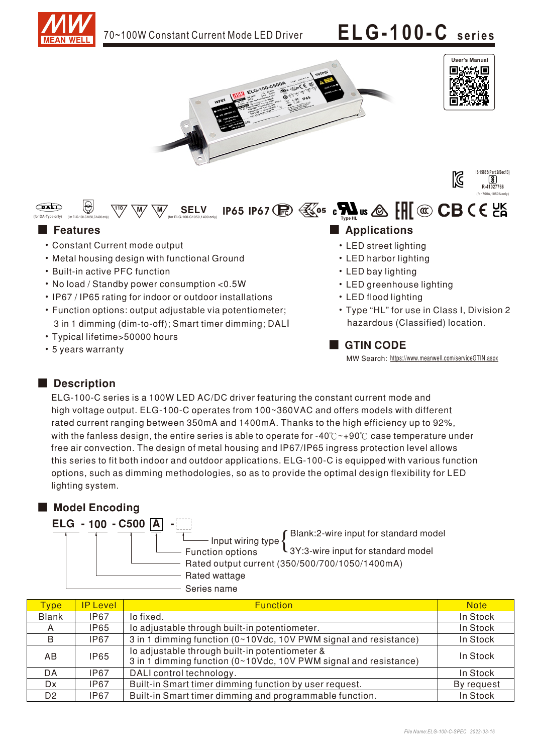# 70~100W Constant Current Mode LED Driver

# ELG-100-C series

User's Manual

IS 15885(Part 2/Sec13)
R-41027766
(for 700A,1050A only)

(for DA-Type only) (for ELG-100-C1050,C1400 only) SELV (for ELG-100-C1050,1400 only) IP65 IP67 Type HL

## Features

- Constant Current mode output
- Metal housing design with functional Ground
- Built-in active PFC function
- No load / Standby power consumption <0.5W
- IP67 / IP65 rating for indoor or outdoor installations
- Function options: output adjustable via potentiometer; 3 in 1 dimming (dim-to-off); Smart timer dimming; DALI
- Typical lifetime>50000 hours
- 5 years warranty

## Applications

- LED street lighting
- LED harbor lighting
- LED bay lighting
- LED greenhouse lighting
- LED flood lighting
- Type "HL" for use in Class I, Division 2 hazardous (Classified) location.

## GTIN CODE

MW Search: https://www.meanwell.com/serviceGTIN.aspx

## Description

ELG-100-C series is a 100W LED AC/DC driver featuring the constant current mode and high voltage output. ELG-100-C operates from 100~360VAC and offers models with different rated current ranging between 350mA and 1400mA. Thanks to the high efficiency up to 92%, with the fanless design, the entire series is able to operate for -40℃~+90℃ case temperature under free air convection. The design of metal housing and IP67/IP65 ingress protection level allows this series to fit both indoor and outdoor applications. ELG-100-C is equipped with various function options, such as dimming methodologies, so as to provide the optimal design flexibility for LED lighting system.

## Model Encoding

ELG - 100 - C500 A -

- Input wiring type: Blank:2-wire input for standard model; 3Y:3-wire input for standard model
- Function options
- Rated output current (350/500/700/1050/1400mA)
- Rated wattage
- Series name

| Type | IP Level | Function | Note |
|---|---|---|---|
| Blank | IP67 | Io fixed. | In Stock |
| A | IP65 | Io adjustable through built-in potentiometer. | In Stock |
| B | IP67 | 3 in 1 dimming function (0~10Vdc, 10V PWM signal and resistance) | In Stock |
| AB | IP65 | Io adjustable through built-in potentiometer & 3 in 1 dimming function (0~10Vdc, 10V PWM signal and resistance) | In Stock |
| DA | IP67 | DALI control technology. | In Stock |
| Dx | IP67 | Built-in Smart timer dimming function by user request. | By request |
| D2 | IP67 | Built-in Smart timer dimming and programmable function. | In Stock |

File Name:ELG-100-C-SPEC 2022-03-16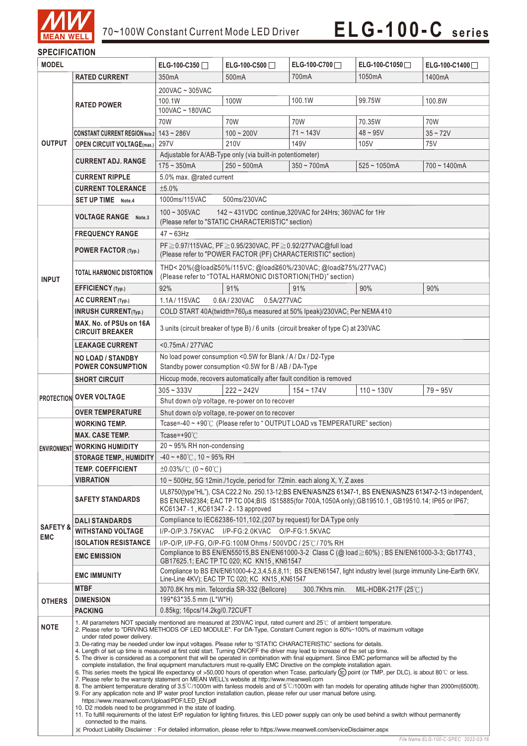# 70~100W Constant Current Mode LED Driver — ELG-100-C series

## SPECIFICATION

| | | ELG-100-C350 ☐ | ELG-100-C500 ☐ | ELG-100-C700 ☐ | ELG-100-C1050 ☐ | ELG-100-C1400 ☐ |
|---|---|---|---|---|---|---|
| **OUTPUT** | **RATED CURRENT** | 350mA | 500mA | 700mA | 1050mA | 1400mA |
| | **RATED POWER** | 200VAC ~ 305VAC | | | | |
| | | 100.1W | 100W | 100.1W | 99.75W | 100.8W |
| | | 100VAC ~ 180VAC | | | | |
| | | 70W | 70W | 70W | 70.35W | 70W |
| | **CONSTANT CURRENT REGION** Note.2 | 143 ~ 286V | 100 ~ 200V | 71 ~ 143V | 48 ~ 95V | 35 ~ 72V |
| | **OPEN CIRCUIT VOLTAGE**(max.) | 297V | 210V | 149V | 105V | 75V |
| | **CURRENT ADJ. RANGE** | Adjustable for A/AB-Type only (via built-in potentiometer) | | | | |
| | | 175 ~ 350mA | 250 ~ 500mA | 350 ~ 700mA | 525 ~ 1050mA | 700 ~ 1400mA |
| | **CURRENT RIPPLE** | 5.0% max. @rated current | | | | |
| | **CURRENT TOLERANCE** | ±5.0% | | | | |
| | **SET UP TIME** Note.4 | 1000ms/115VAC 500ms/230VAC | | | | |
| **INPUT** | **VOLTAGE RANGE** Note.3 | 100 ~ 305VAC 142 ~ 431VDC continue,320VAC for 24Hrs; 360VAC for 1Hr (Please refer to "STATIC CHARACTERISTIC" section) | | | | |
| | **FREQUENCY RANGE** | 47 ~ 63Hz | | | | |
| | **POWER FACTOR** (Typ.) | PF≧0.97/115VAC, PF≧0.95/230VAC, PF≧0.92/277VAC@full load (Please refer to "POWER FACTOR (PF) CHARACTERISTIC" section) | | | | |
| | **TOTAL HARMONIC DISTORTION** | THD< 20%(@load≧50%/115VC; @load≧60%/230VAC; @load≧75%/277VAC) (Please refer to "TOTAL HARMONIC DISTORTION(THD)" section) | | | | |
| | **EFFICIENCY** (Typ.) | 92% | 91% | 91% | 90% | 90% |
| | **AC CURRENT** (Typ.) | 1.1A / 115VAC 0.6A / 230VAC 0.5A/277VAC | | | | |
| | **INRUSH CURRENT**(Typ.) | COLD START 40A(twidth=760μs measured at 50% Ipeak)/230VAC; Per NEMA 410 | | | | |
| | **MAX. No. of PSUs on 16A CIRCUIT BREAKER** | 3 units (circuit breaker of type B) / 6 units (circuit breaker of type C) at 230VAC | | | | |
| | **LEAKAGE CURRENT** | <0.75mA / 277VAC | | | | |
| | **NO LOAD / STANDBY POWER CONSUMPTION** | No load power consumption <0.5W for Blank / A / Dx / D2-Type; Standby power consumption <0.5W for B / AB / DA-Type | | | | |
| **PROTECTION** | **SHORT CIRCUIT** | Hiccup mode, recovers automatically after fault condition is removed | | | | |
| | **OVER VOLTAGE** | 305 ~ 333V | 222 ~ 242V | 154 ~ 174V | 110 ~ 130V | 79 ~ 95V |
| | | Shut down o/p voltage, re-power on to recover | | | | |
| | **OVER TEMPERATURE** | Shut down o/p voltage, re-power on to recover | | | | |
| **ENVIRONMENT** | **WORKING TEMP.** | Tcase=-40 ~ +90℃ (Please refer to " OUTPUT LOAD vs TEMPERATURE" section) | | | | |
| | **MAX. CASE TEMP.** | Tcase=+90℃ | | | | |
| | **WORKING HUMIDITY** | 20 ~ 95% RH non-condensing | | | | |
| | **STORAGE TEMP., HUMIDITY** | -40 ~ +80℃, 10 ~ 95% RH | | | | |
| | **TEMP. COEFFICIENT** | ±0.03%/℃ (0 ~ 60℃) | | | | |
| | **VIBRATION** | 10 ~ 500Hz, 5G 12min./1cycle, period for 72min. each along X, Y, Z axes | | | | |
| **SAFETY & EMC** | **SAFETY STANDARDS** | UL8750(type"HL"), CSA C22.2 No. 250.13-12;BS EN/EN/AS/NZS 61347-1, BS EN/EN/AS/NZS 61347-2-13 independent, BS EN/EN62384; EAC TP TC 004;BIS IS15885(for 700A,1050A only);GB19510.1 , GB19510.14; IP65 or IP67; KC61347-1 , KC61347-2-13 approved | | | | |
| | **DALI STANDARDS** | Compliance to IEC62386-101,102,(207 by request) for DA Type only | | | | |
| | **WITHSTAND VOLTAGE** | I/P-O/P:3.75KVAC I/P-FG:2.0KVAC O/P-FG:1.5KVAC | | | | |
| | **ISOLATION RESISTANCE** | I/P-O/P, I/P-FG, O/P-FG:100M Ohms / 500VDC / 25℃/ 70% RH | | | | |
| | **EMC EMISSION** | Compliance to BS EN/EN55015,BS EN/EN61000-3-2 Class C (@ load≧60%) ; BS EN/EN61000-3-3; Gb17743 , GB17625.1; EAC TP TC 020; KC KN15 , KN61547 | | | | |
| | **EMC IMMUNITY** | Compliance to BS EN/EN61000-4-2,3,4,5,6,8,11; BS EN/EN61547, light industry level (surge immunity Line-Earth 6KV, Line-Line 4KV); EAC TP TC 020; KC KN15 , KN61547 | | | | |
| **OTHERS** | **MTBF** | 3070.8K hrs min. Telcordia SR-332 (Bellcore) 300.7Khrs min. MIL-HDBK-217F (25℃) | | | | |
| | **DIMENSION** | 199*63*35.5 mm (L*W*H) | | | | |
| | **PACKING** | 0.85kg; 16pcs/14.2kg/0.72CUFT | | | | |

**NOTE**

1. All parameters NOT specially mentioned are measured at 230VAC input, rated current and 25℃ of ambient temperature.
2. Please refer to "DRIVING METHODS OF LED MODULE". For DA-Type, Constant Current region is 60%~100% of maximum voltage under rated power delivery.
3. De-rating may be needed under low input voltages. Please refer to "STATIC CHARACTERISTIC" sections for details.
4. Length of set up time is measured at first cold start. Turning ON/OFF the driver may lead to increase of the set up time.
5. The driver is considered as a component that will be operated in combination with final equipment. Since EMC performance will be affected by the complete installation, the final equipment manufacturers must re-qualify EMC Directive on the complete installation again.
6. This series meets the typical life expectancy of >50,000 hours of operation when Tcase, particularly (tc) point (or TMP, per DLC), is about 80℃ or less.
7. Please refer to the warranty statement on MEAN WELL's website at http://www.meanwell.com
8. The ambient temperature derating of 3.5℃/1000m with fanless models and of 5℃/1000m with fan models for operating altitude higher than 2000m(6500ft).
9. For any application note and IP water proof function installation caution, please refer our user manual before using. https://www.meanwell.com/Upload/PDF/LED_EN.pdf
10. D2 models need to be programmed in the state of loading.
11. To fulfill requirements of the latest ErP regulation for lighting fixtures, this LED power supply can only be used behind a switch without permanently connected to the mains.

※ Product Liability Disclaimer：For detailed information, please refer to https://www.meanwell.com/serviceDisclaimer.aspx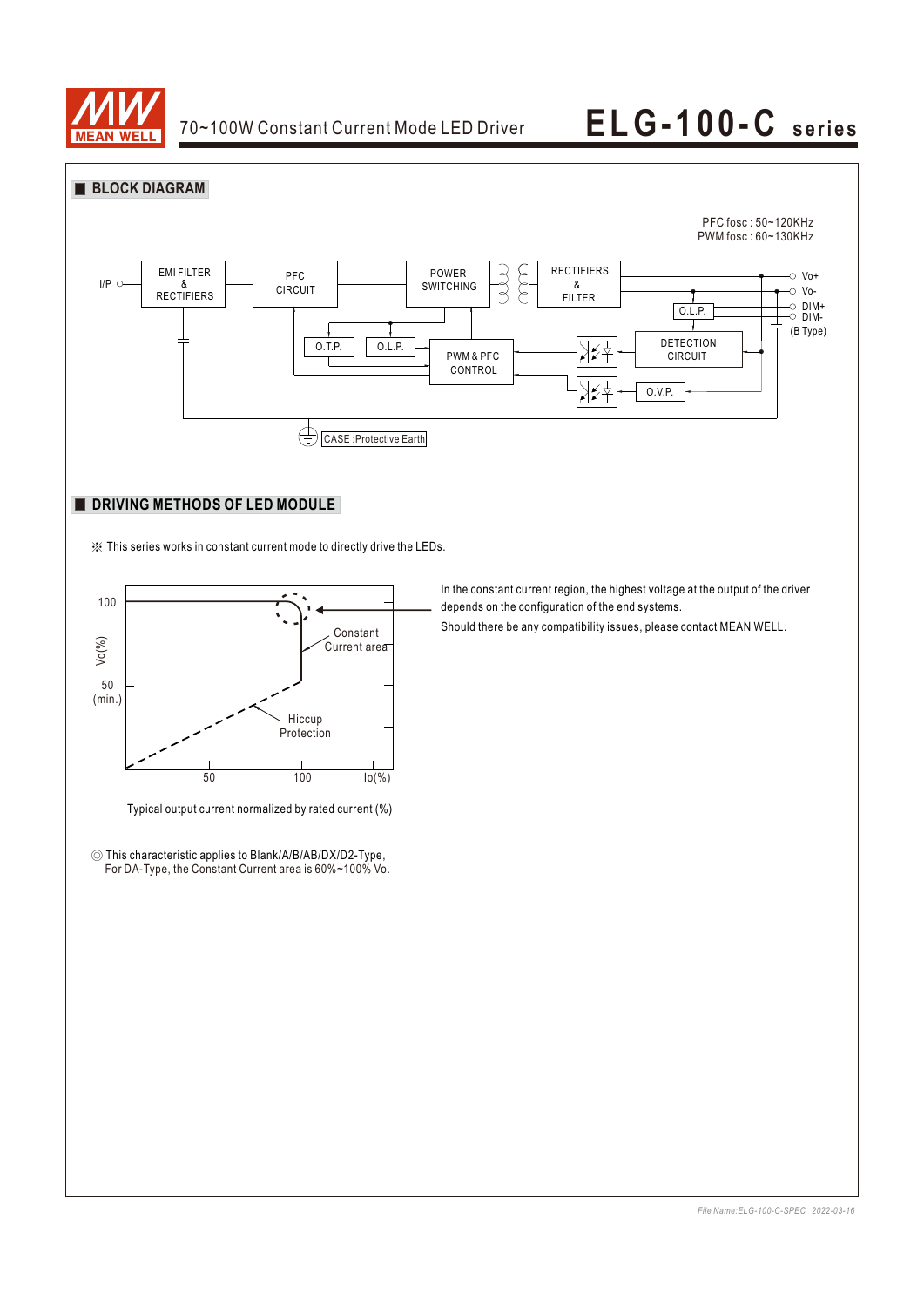## ■ BLOCK DIAGRAM

PFC fosc : 50~120KHz
PWM fosc : 60~130KHz

I/P — EMI FILTER & RECTIFIERS — PFC CIRCUIT — POWER SWITCHING — RECTIFIERS & FILTER — Vo+ / Vo-

O.L.P. — DETECTION CIRCUIT — DIM+ / DIM- (B Type)

O.T.P. — O.L.P. — PWM & PFC CONTROL — O.V.P.

CASE :Protective Earth

## ■ DRIVING METHODS OF LED MODULE

※ This series works in constant current mode to directly drive the LEDs.

Vo(%): 100, 50 (min.)

Constant Current area

Hiccup Protection

Io(%): 50, 100

Typical output current normalized by rated current (%)

In the constant current region, the highest voltage at the output of the driver depends on the configuration of the end systems.

Should there be any compatibility issues, please contact MEAN WELL.

◎ This characteristic applies to Blank/A/B/AB/DX/D2-Type,
For DA-Type, the Constant Current area is 60%~100% Vo.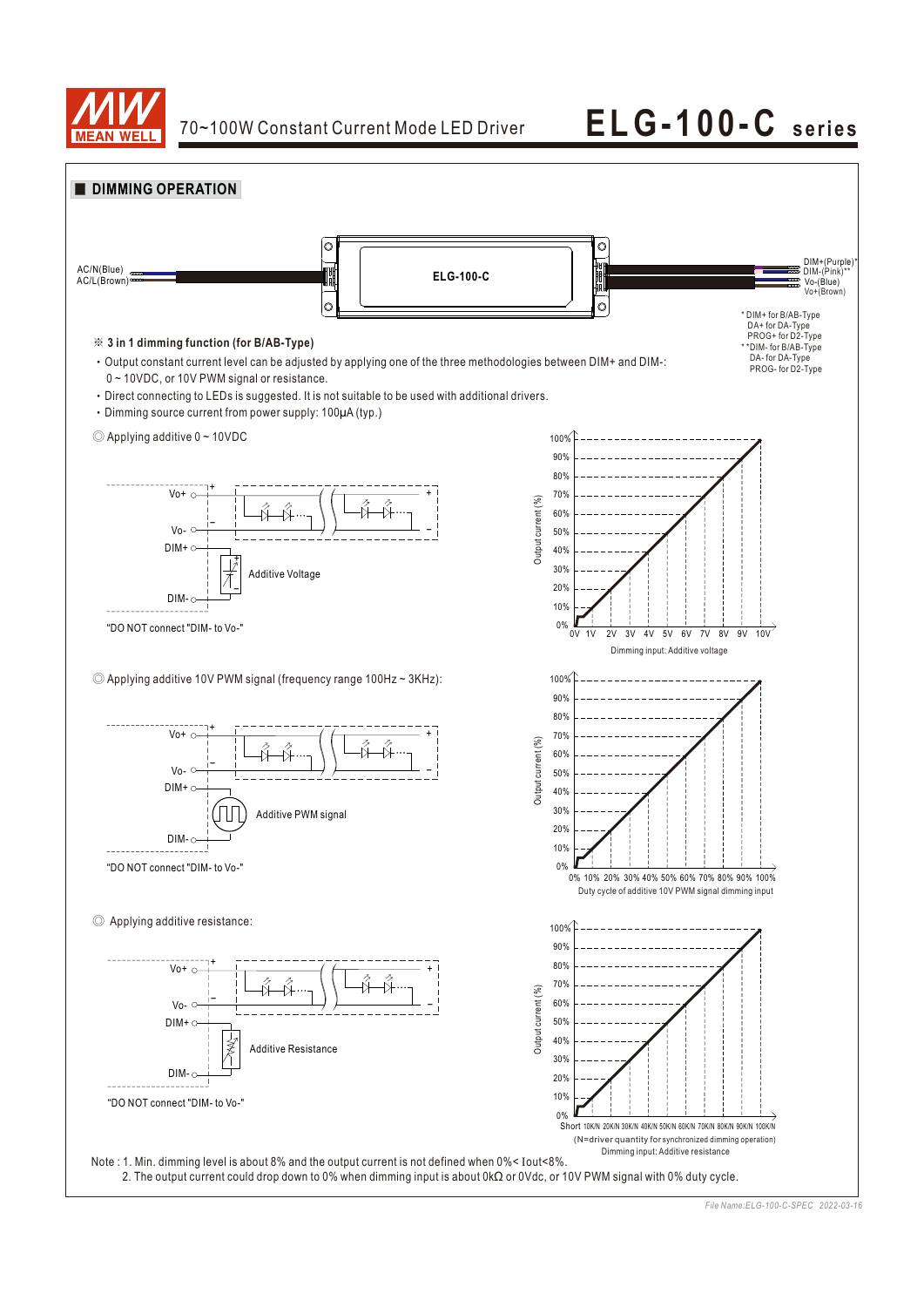## DIMMING OPERATION

AC/N(Blue)
AC/L(Brown)

ELG-100-C

DIM+(Purple)*
DIM-(Pink)**
Vo-(Blue)
Vo+(Brown)

\* DIM+ for B/AB-Type
DA+ for DA-Type
PROG+ for D2-Type

\*\*DIM- for B/AB-Type
DA- for DA-Type
PROG- for D2-Type

※ **3 in 1 dimming function (for B/AB-Type)**

- Output constant current level can be adjusted by applying one of the three methodologies between DIM+ and DIM-: 0 ~ 10VDC, or 10V PWM signal or resistance.
- Direct connecting to LEDs is suggested. It is not suitable to be used with additional drivers.
- Dimming source current from power supply: 100μA (typ.)

◎ Applying additive 0 ~ 10VDC

Vo+, Vo-, DIM+, DIM-, Additive Voltage

"DO NOT connect "DIM- to Vo-"

Output current (%): 0% – 100%
Dimming input: Additive voltage (0V, 1V, 2V, 3V, 4V, 5V, 6V, 7V, 8V, 9V, 10V)

◎ Applying additive 10V PWM signal (frequency range 100Hz ~ 3KHz):

Vo+, Vo-, DIM+, DIM-, Additive PWM signal

"DO NOT connect "DIM- to Vo-"

Output current (%): 0% – 100%
Duty cycle of additive 10V PWM signal dimming input (0%, 10%, 20%, 30%, 40%, 50%, 60%, 70%, 80%, 90%, 100%)

◎ Applying additive resistance:

Vo+, Vo-, DIM+, DIM-, Additive Resistance

"DO NOT connect "DIM- to Vo-"

Output current (%): 0% – 100%
Short, 10K/N, 20K/N, 30K/N, 40K/N, 50K/N, 60K/N, 70K/N, 80K/N, 90K/N, 100K/N
(N=driver quantity for synchronized dimming operation)
Dimming input: Additive resistance

Note : 1. Min. dimming level is about 8% and the output current is not defined when 0%< Iout<8%.
2. The output current could drop down to 0% when dimming input is about 0kΩ or 0Vdc, or 10V PWM signal with 0% duty cycle.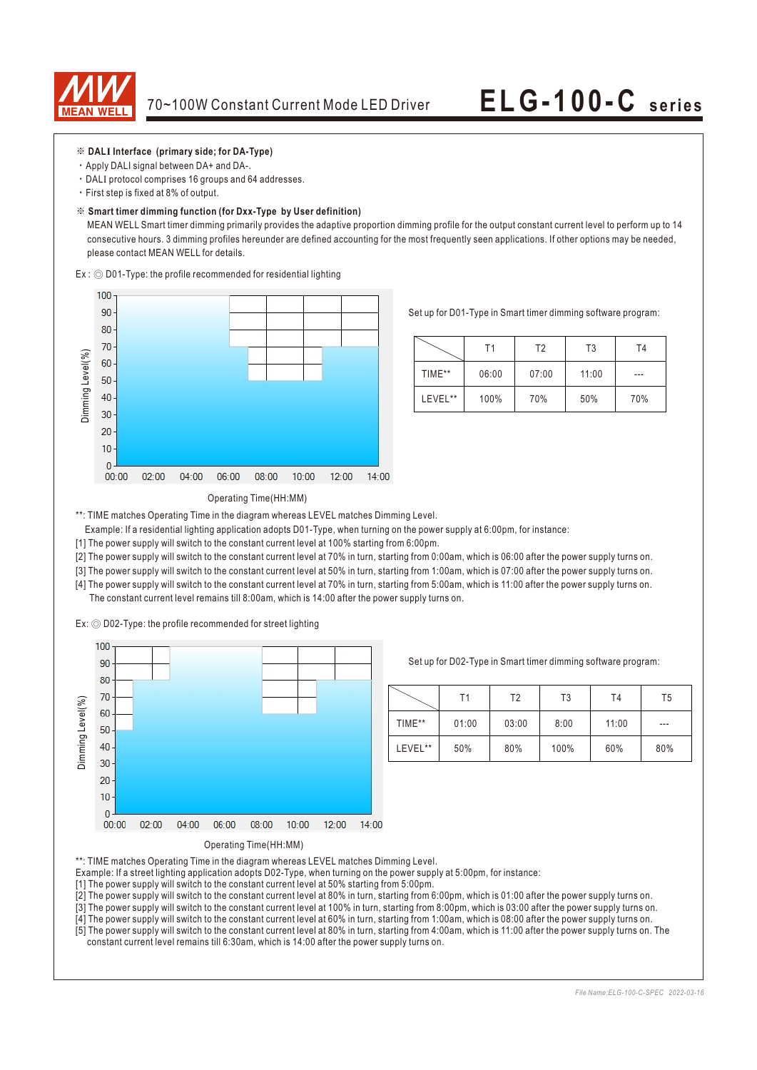※ **DALI Interface (primary side; for DA-Type)**

- Apply DALI signal between DA+ and DA-.
- DALI protocol comprises 16 groups and 64 addresses.
- First step is fixed at 8% of output.

※ **Smart timer dimming function (for Dxx-Type by User definition)**

MEAN WELL Smart timer dimming primarily provides the adaptive proportion dimming profile for the output constant current level to perform up to 14 consecutive hours. 3 dimming profiles hereunder are defined accounting for the most frequently seen applications. If other options may be needed, please contact MEAN WELL for details.

Ex : ◎ D01-Type: the profile recommended for residential lighting

Set up for D01-Type in Smart timer dimming software program:

| | T1 | T2 | T3 | T4 |
|---|---|---|---|---|
| TIME** | 06:00 | 07:00 | 11:00 | --- |
| LEVEL** | 100% | 70% | 50% | 70% |

Operating Time(HH:MM)

**: TIME matches Operating Time in the diagram whereas LEVEL matches Dimming Level.

Example: If a residential lighting application adopts D01-Type, when turning on the power supply at 6:00pm, for instance:

[1] The power supply will switch to the constant current level at 100% starting from 6:00pm.
[2] The power supply will switch to the constant current level at 70% in turn, starting from 0:00am, which is 06:00 after the power supply turns on.
[3] The power supply will switch to the constant current level at 50% in turn, starting from 1:00am, which is 07:00 after the power supply turns on.
[4] The power supply will switch to the constant current level at 70% in turn, starting from 5:00am, which is 11:00 after the power supply turns on. The constant current level remains till 8:00am, which is 14:00 after the power supply turns on.

Ex: ◎ D02-Type: the profile recommended for street lighting

Set up for D02-Type in Smart timer dimming software program:

| | T1 | T2 | T3 | T4 | T5 |
|---|---|---|---|---|---|
| TIME** | 01:00 | 03:00 | 8:00 | 11:00 | --- |
| LEVEL** | 50% | 80% | 100% | 60% | 80% |

Operating Time(HH:MM)

**: TIME matches Operating Time in the diagram whereas LEVEL matches Dimming Level.

Example: If a street lighting application adopts D02-Type, when turning on the power supply at 5:00pm, for instance:

[1] The power supply will switch to the constant current level at 50% starting from 5:00pm.
[2] The power supply will switch to the constant current level at 80% in turn, starting from 6:00pm, which is 01:00 after the power supply turns on.
[3] The power supply will switch to the constant current level at 100% in turn, starting from 8:00pm, which is 03:00 after the power supply turns on.
[4] The power supply will switch to the constant current level at 60% in turn, starting from 1:00am, which is 08:00 after the power supply turns on.
[5] The power supply will switch to the constant current level at 80% in turn, starting from 4:00am, which is 11:00 after the power supply turns on. The constant current level remains till 6:30am, which is 14:00 after the power supply turns on.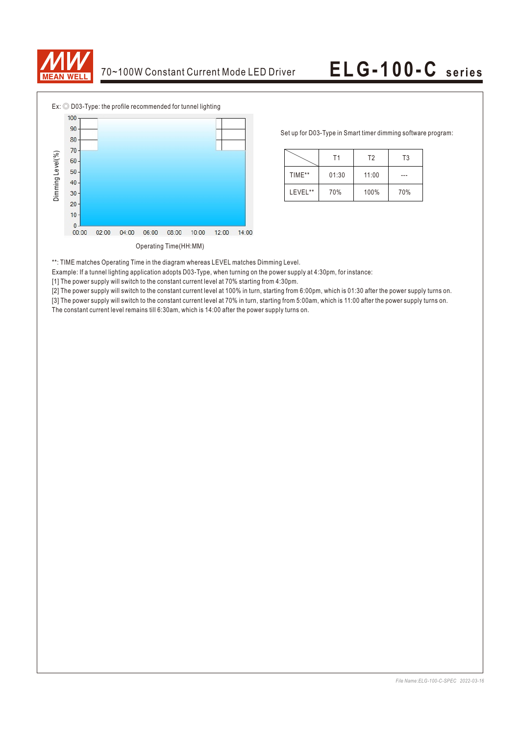Ex: ◎ D03-Type: the profile recommended for tunnel lighting

Dimming Level(%)

Operating Time(HH:MM)

Set up for D03-Type in Smart timer dimming software program:

| | T1 | T2 | T3 |
|---|---|---|---|
| TIME** | 01:30 | 11:00 | --- |
| LEVEL** | 70% | 100% | 70% |

**: TIME matches Operating Time in the diagram whereas LEVEL matches Dimming Level.

Example: If a tunnel lighting application adopts D03-Type, when turning on the power supply at 4:30pm, for instance:

[1] The power supply will switch to the constant current level at 70% starting from 4:30pm.

[2] The power supply will switch to the constant current level at 100% in turn, starting from 6:00pm, which is 01:30 after the power supply turns on.

[3] The power supply will switch to the constant current level at 70% in turn, starting from 5:00am, which is 11:00 after the power supply turns on. The constant current level remains till 6:30am, which is 14:00 after the power supply turns on.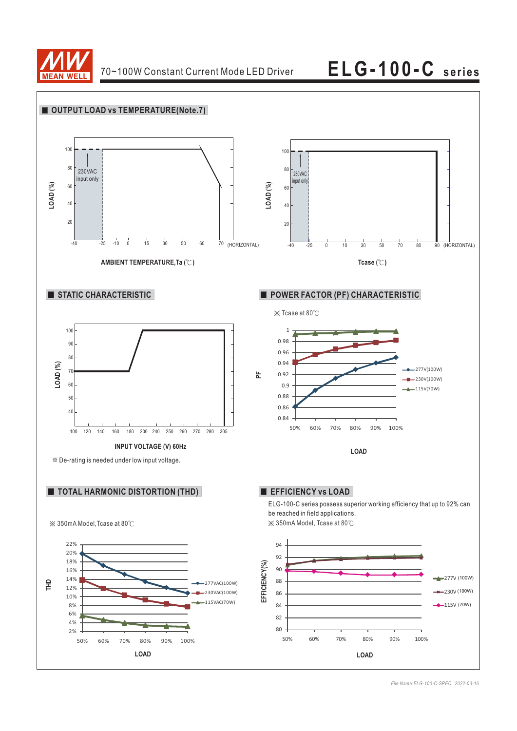## OUTPUT LOAD vs TEMPERATURE(Note.7)

230VAC input only

LOAD (%)

AMBIENT TEMPERATURE,Ta (℃)

(HORIZONTAL)

Tcase (℃)

## STATIC CHARACTERISTIC

LOAD (%)

INPUT VOLTAGE (V) 60Hz

※ De-rating is needed under low input voltage.

## POWER FACTOR (PF) CHARACTERISTIC

※ Tcase at 80℃

PF

LOAD

277V(100W)
230V(100W)
115V(70W)

## TOTAL HARMONIC DISTORTION (THD)

※ 350mA Model,Tcase at 80℃

THD

LOAD

277VAC(100W)
230VAC(100W)
115VAC(70W)

## EFFICIENCY vs LOAD

ELG-100-C series possess superior working efficiency that up to 92% can be reached in field applications.

※ 350mA Model, Tcase at 80℃

EFFICIENCY(%)

LOAD

277V (100W)
230V (100W)
115V (70W)

*File Name:ELG-100-C-SPEC 2022-03-16*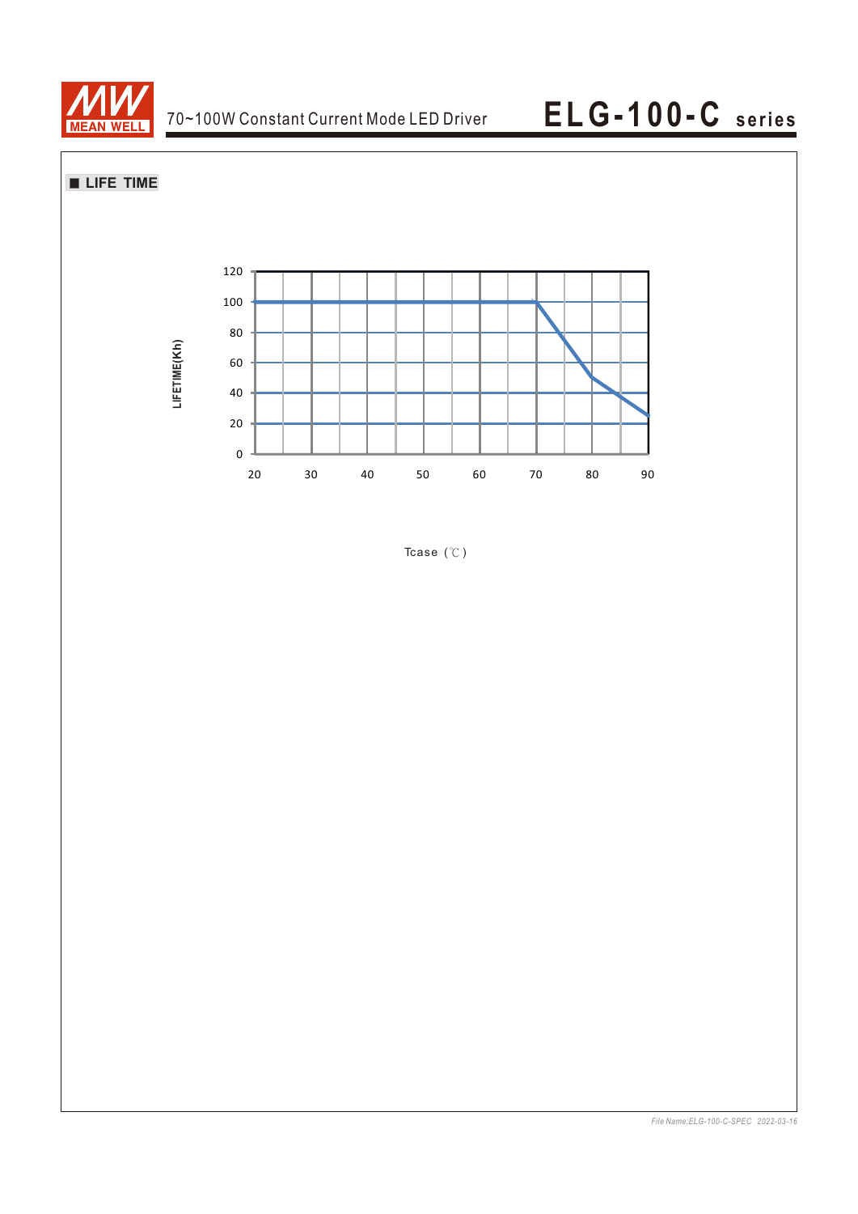## ■ LIFE TIME

LIFETIME(Kh)

120
100
80
60
40
20
0

20 30 40 50 60 70 80 90

Tcase (℃)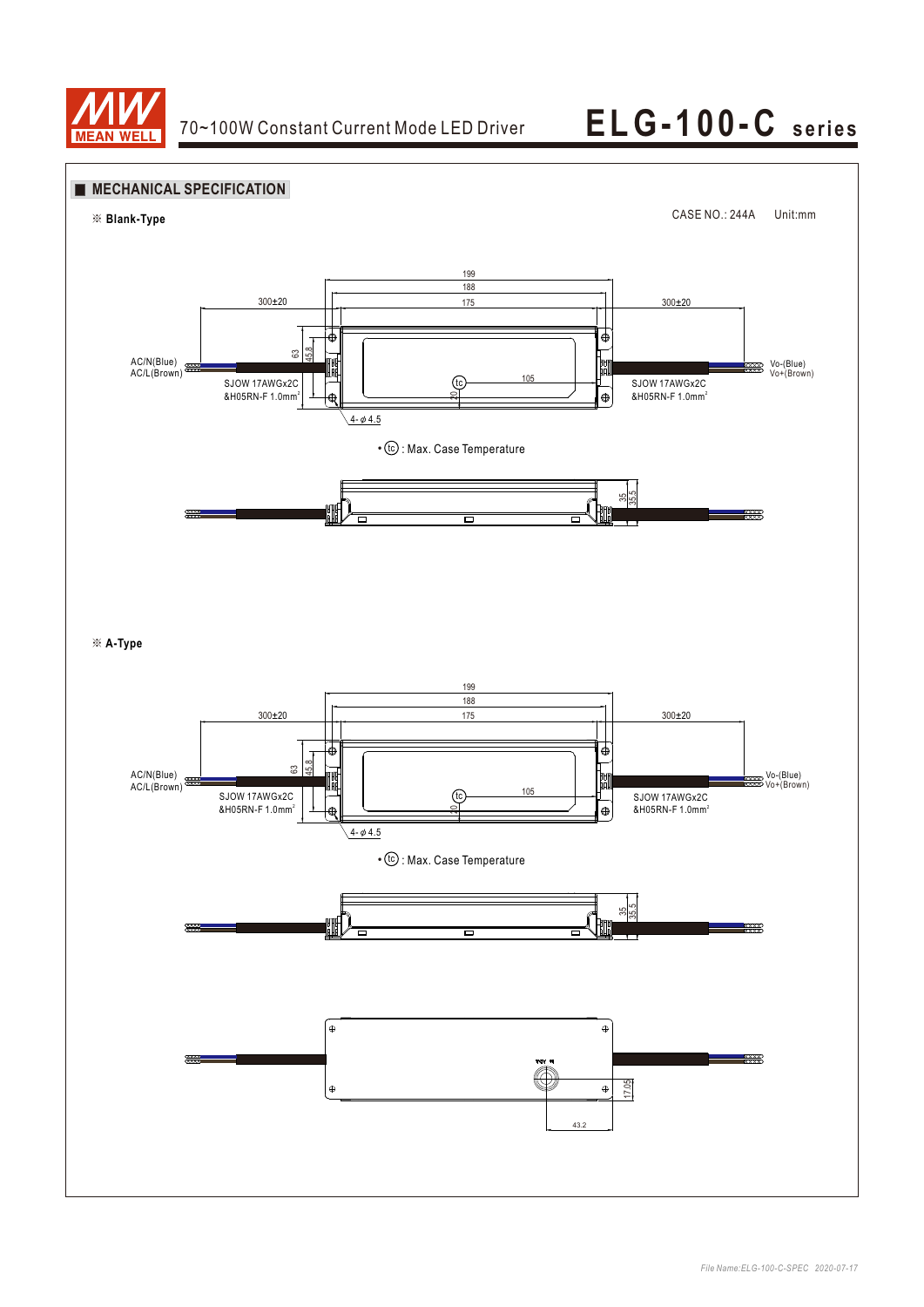## MECHANICAL SPECIFICATION

※ **Blank-Type**

CASE NO.: 244A Unit:mm

199
188
175
300±20
300±20

AC/N(Blue)
AC/L(Brown)

63
45.8

SJOW 17AWGx2C
&H05RN-F 1.0mm²

tc
105
20

SJOW 17AWGx2C
&H05RN-F 1.0mm²

Vo-(Blue)
Vo+(Brown)

4-φ4.5

• tc : Max. Case Temperature

35
35.5

※ **A-Type**

199
188
175
300±20
300±20

AC/N(Blue)
AC/L(Brown)

63
45.8

SJOW 17AWGx2C
&H05RN-F 1.0mm²

tc
105
20

SJOW 17AWGx2C
&H05RN-F 1.0mm²

Vo-(Blue)
Vo+(Brown)

4-φ4.5

• tc : Max. Case Temperature

35
35.5

17.05
43.2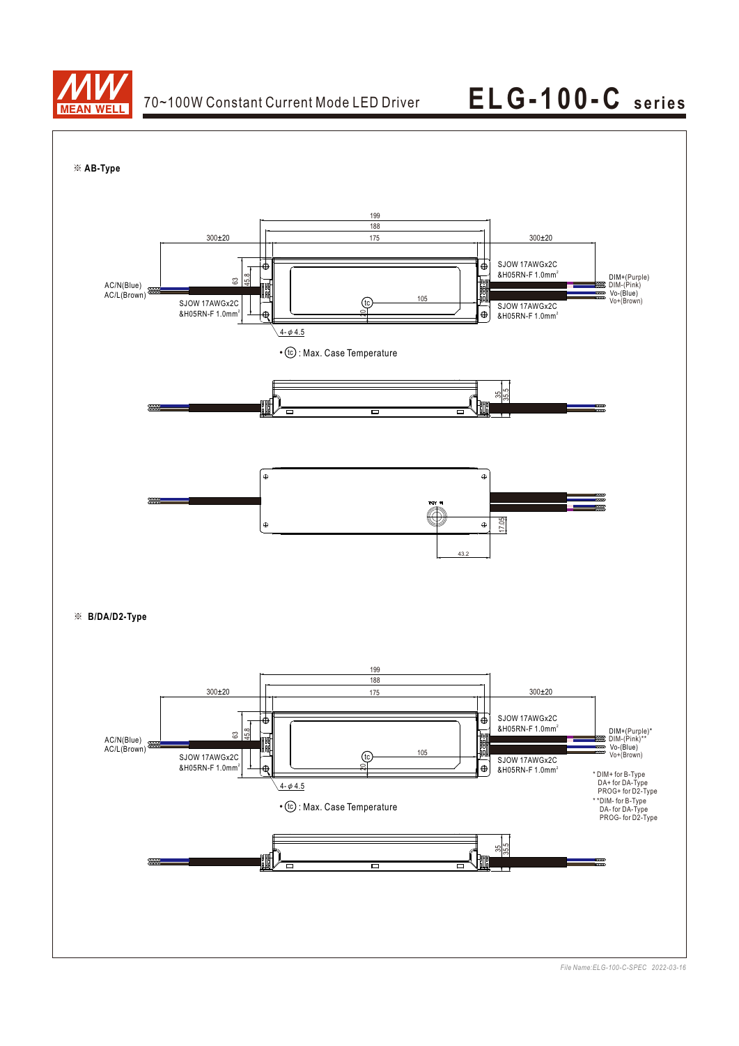※ **AB-Type**

199

188

300±20

175

300±20

SJOW 17AWGx2C
&H05RN-F 1.0mm²

AC/N(Blue)
AC/L(Brown)

63

45.8

DIM+(Purple)
DIM-(Pink)
Vo-(Blue)
Vo+(Brown)

105

SJOW 17AWGx2C
&H05RN-F 1.0mm²

tc

20

SJOW 17AWGx2C
&H05RN-F 1.0mm²

4-φ4.5

• tc : Max. Case Temperature

35

35.5

17.05

43.2

※ **B/DA/D2-Type**

199

188

300±20

175

300±20

SJOW 17AWGx2C
&H05RN-F 1.0mm²

AC/N(Blue)
AC/L(Brown)

63

45.8

DIM+(Purple)*
DIM-(Pink)**
Vo-(Blue)
Vo+(Brown)

105

SJOW 17AWGx2C
&H05RN-F 1.0mm²

tc

20

SJOW 17AWGx2C
&H05RN-F 1.0mm²

4-φ4.5

* DIM+ for B-Type
DA+ for DA-Type
PROG+ for D2-Type

**DIM- for B-Type
DA- for DA-Type
PROG- for D2-Type

• tc : Max. Case Temperature

35

35.5

*File Name:ELG-100-C-SPEC 2022-03-16*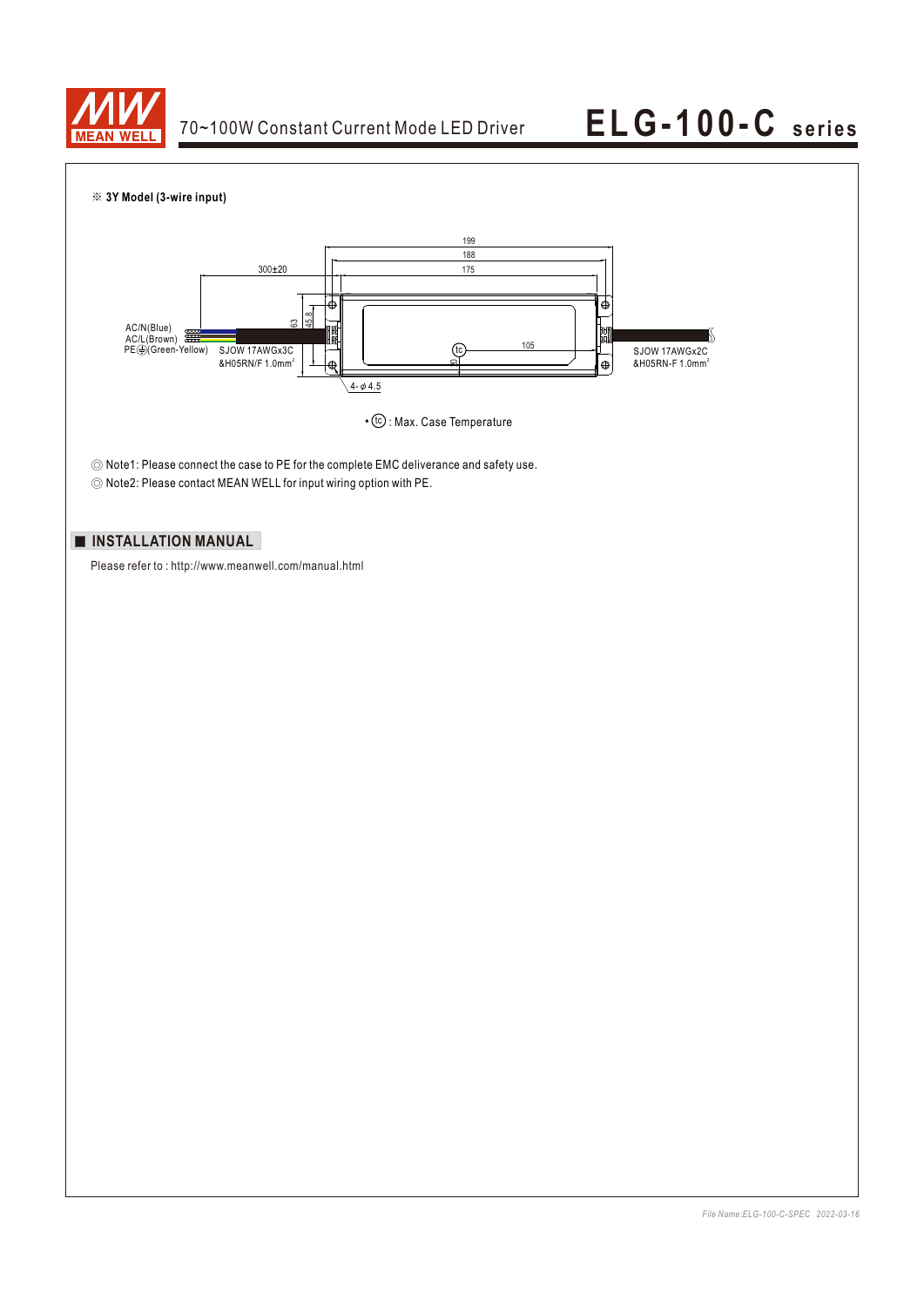※ **3Y Model (3-wire input)**

199
188
175
300±20
63
45.8
AC/N(Blue)
AC/L(Brown)
PE⏚(Green-Yellow)
SJOW 17AWGx3C
&H05RN/F 1.0mm²
tc
105
10
4-φ4.5
SJOW 17AWGx2C
&H05RN-F 1.0mm²

• tc : Max. Case Temperature

◎ Note1: Please connect the case to PE for the complete EMC deliverance and safety use.
◎ Note2: Please contact MEAN WELL for input wiring option with PE.

## ■ INSTALLATION MANUAL

Please refer to : http://www.meanwell.com/manual.html